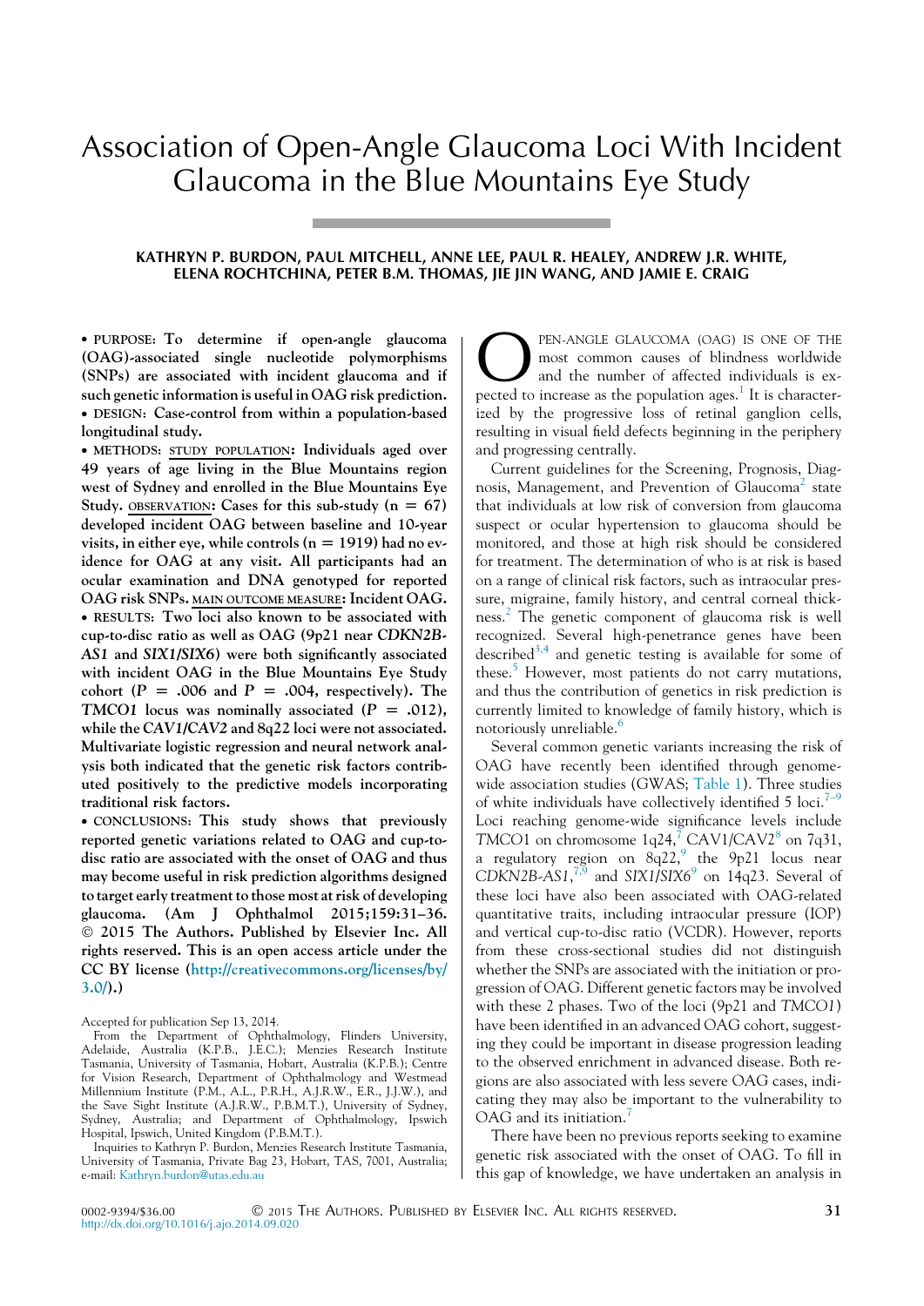# Association of Open-Angle Glaucoma Loci With Incident Glaucoma in the Blue Mountains Eye Study

**KATHRYN P. BURDON, PAUL MITCHELL, ANNE LEE, PAUL R. HEALEY, ANDREW J.R. WHITE, ELENA ROCHTCHINA, PETER B.M. THOMAS, JIE JIN WANG, AND JAMIE E. CRAIG**

• PURPOSE: To determine if open-angle glaucoma (OAG)-associated single nucleotide polymorphisms (SNPs) are associated with incident glaucoma and if such genetic information is useful in OAG risk prediction.

• DESIGN: Case-control from within a population-based longitudinal study.

• METHODS: STUDY POPULATION: Individuals aged over 49 years of age living in the Blue Mountains region west of Sydney and enrolled in the Blue Mountains Eye Study. OBSERVATION: Cases for this sub-study (n = 67) developed incident OAG between baseline and 10-year visits, in either eye, while controls (n = 1919) had no evidence for OAG at any visit. All participants had an ocular examination and DNA genotyped for reported OAG risk SNPs. MAIN OUTCOME MEASURE: Incident OAG.

• RESULTS: Two loci also known to be associated with cup-to-disc ratio as well as OAG (9p21 near *CDKN2B-AS1* and *SIX1/SIX6*) were both significantly associated with incident OAG in the Blue Mountains Eye Study cohort ($P = .006$ and $P = .004$, respectively). The *TMCO1* locus was nominally associated ($P = .012$), while the CAV1/CAV2 and 8q22 loci were not associated. Multivariate logistic regression and neural network analysis both indicated that the genetic risk factors contributed positively to the predictive models incorporating traditional risk factors.

• CONCLUSIONS: This study shows that previously reported genetic variations related to OAG and cup-to-disc ratio are associated with the onset of OAG and thus may become useful in risk prediction algorithms designed to target early treatment to those most at risk of developing glaucoma. (Am J Ophthalmol 2015;159:31–36. © 2015 The Authors. Published by Elsevier Inc. All rights reserved. This is an open access article under the CC BY license (http://creativecommons.org/licenses/by/3.0/).)

Accepted for publication Sep 13, 2014.

From the Department of Ophthalmology, Flinders University, Adelaide, Australia (K.P.B., J.E.C.); Menzies Research Institute Tasmania, University of Tasmania, Hobart, Australia (K.P.B.); Centre for Vision Research, Department of Ophthalmology and Westmead Millennium Institute (P.M., A.L., P.R.H., A.J.R.W., E.R., J.J.W.), and the Save Sight Institute (A.J.R.W., P.B.M.T.), University of Sydney, Sydney, Australia; and Department of Ophthalmology, Ipswich Hospital, Ipswich, United Kingdom (P.B.M.T.).

Inquiries to Kathryn P. Burdon, Menzies Research Institute Tasmania, University of Tasmania, Private Bag 23, Hobart, TAS, 7001, Australia; e-mail: Kathryn.burdon@utas.edu.au

OPEN-ANGLE GLAUCOMA (OAG) IS ONE OF THE most common causes of blindness worldwide and the number of affected individuals is expected to increase as the population ages.[1] It is characterized by the progressive loss of retinal ganglion cells, resulting in visual field defects beginning in the periphery and progressing centrally.

Current guidelines for the Screening, Prognosis, Diagnosis, Management, and Prevention of Glaucoma[2] state that individuals at low risk of conversion from glaucoma suspect or ocular hypertension to glaucoma should be monitored, and those at high risk should be considered for treatment. The determination of who is at risk is based on a range of clinical risk factors, such as intraocular pressure, migraine, family history, and central corneal thickness.[2] The genetic component of glaucoma risk is well recognized. Several high-penetrance genes have been described[3,4] and genetic testing is available for some of these.[5] However, most patients do not carry mutations, and thus the contribution of genetics in risk prediction is currently limited to knowledge of family history, which is notoriously unreliable.[6]

Several common genetic variants increasing the risk of OAG have recently been identified through genome-wide association studies (GWAS; Table 1). Three studies of white individuals have collectively identified 5 loci.[7–9] Loci reaching genome-wide significance levels include *TMCO1* on chromosome 1q24,[7] CAV1/CAV2[8] on 7q31, a regulatory region on 8q22,[9] the 9p21 locus near *CDKN2B-AS1*,[7,9] and *SIX1/SIX6*[9] on 14q23. Several of these loci have also been associated with OAG-related quantitative traits, including intraocular pressure (IOP) and vertical cup-to-disc ratio (VCDR). However, reports from these cross-sectional studies did not distinguish whether the SNPs are associated with the initiation or progression of OAG. Different genetic factors may be involved with these 2 phases. Two of the loci (9p21 and *TMCO1*) have been identified in an advanced OAG cohort, suggesting they could be important in disease progression leading to the observed enrichment in advanced disease. Both regions are also associated with less severe OAG cases, indicating they may also be important to the vulnerability to OAG and its initiation.[7]

There have been no previous reports seeking to examine genetic risk associated with the onset of OAG. To fill in this gap of knowledge, we have undertaken an analysis in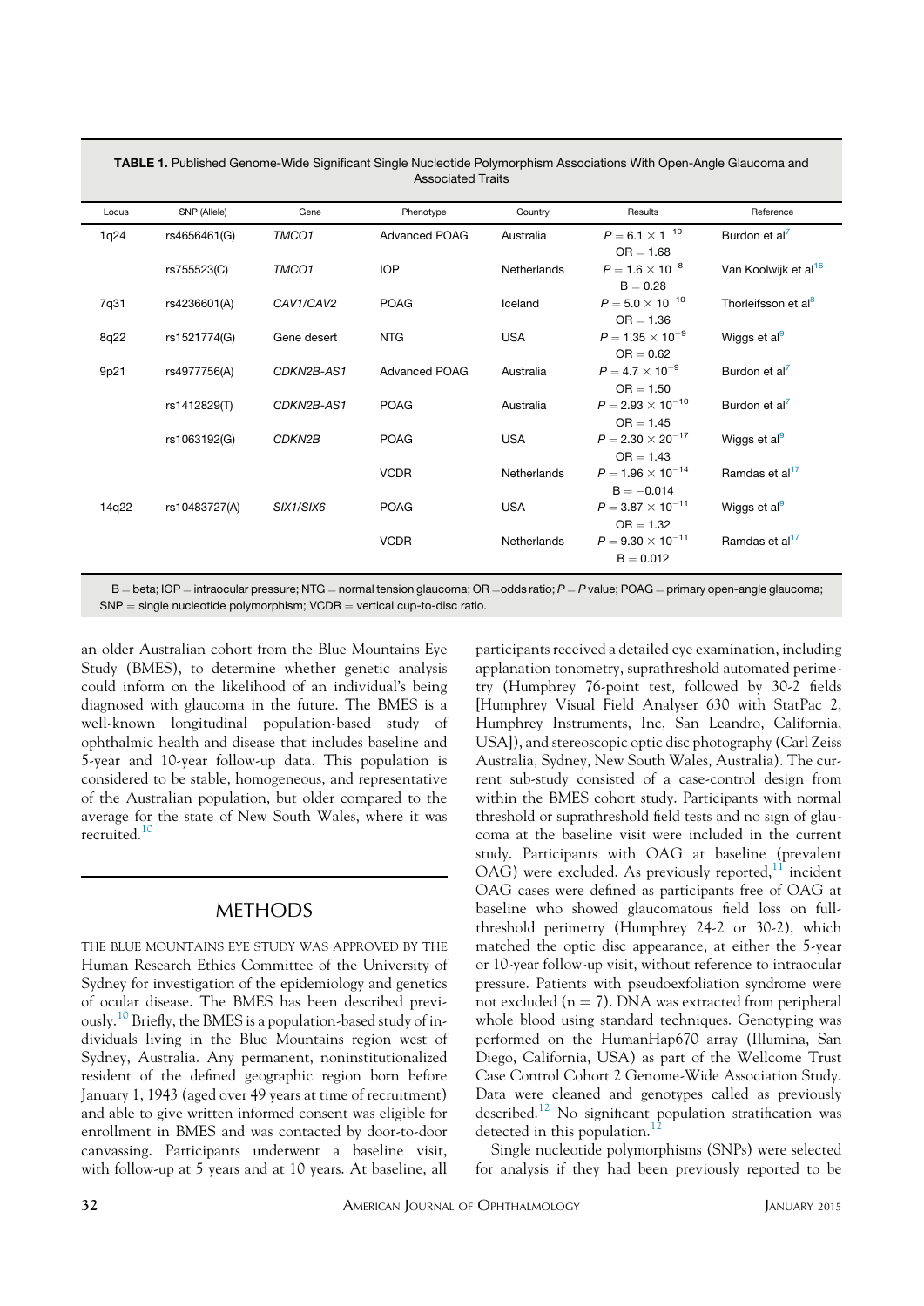**TABLE 1.** Published Genome-Wide Significant Single Nucleotide Polymorphism Associations With Open-Angle Glaucoma and Associated Traits

| Locus | SNP (Allele) | Gene | Phenotype | Country | Results | Reference |
|---|---|---|---|---|---|---|
| 1q24 | rs4656461(G) | *TMCO1* | Advanced POAG | Australia | $P = 6.1 \times 1^{-10}$ OR = 1.68 | Burdon et al[7] |
| | rs755523(C) | *TMCO1* | IOP | Netherlands | $P = 1.6 \times 10^{-8}$ B = 0.28 | Van Koolwijk et al[16] |
| 7q31 | rs4236601(A) | *CAV1/CAV2* | POAG | Iceland | $P = 5.0 \times 10^{-10}$ OR = 1.36 | Thorleifsson et al[8] |
| 8q22 | rs1521774(G) | Gene desert | NTG | USA | $P = 1.35 \times 10^{-9}$ OR = 0.62 | Wiggs et al[9] |
| 9p21 | rs4977756(A) | *CDKN2B-AS1* | Advanced POAG | Australia | $P = 4.7 \times 10^{-9}$ OR = 1.50 | Burdon et al[7] |
| | rs1412829(T) | *CDKN2B-AS1* | POAG | Australia | $P = 2.93 \times 10^{-10}$ OR = 1.45 | Burdon et al[7] |
| | rs1063192(G) | *CDKN2B* | POAG | USA | $P = 2.30 \times 20^{-17}$ OR = 1.43 | Wiggs et al[9] |
| | | | VCDR | Netherlands | $P = 1.96 \times 10^{-14}$ B = −0.014 | Ramdas et al[17] |
| 14q22 | rs10483727(A) | *SIX1/SIX6* | POAG | USA | $P = 3.87 \times 10^{-11}$ OR = 1.32 | Wiggs et al[9] |
| | | | VCDR | Netherlands | $P = 9.30 \times 10^{-11}$ B = 0.012 | Ramdas et al[17] |

B = beta; IOP = intraocular pressure; NTG = normal tension glaucoma; OR = odds ratio; P = P value; POAG = primary open-angle glaucoma; SNP = single nucleotide polymorphism; VCDR = vertical cup-to-disc ratio.

an older Australian cohort from the Blue Mountains Eye Study (BMES), to determine whether genetic analysis could inform on the likelihood of an individual's being diagnosed with glaucoma in the future. The BMES is a well-known longitudinal population-based study of ophthalmic health and disease that includes baseline and 5-year and 10-year follow-up data. This population is considered to be stable, homogeneous, and representative of the Australian population, but older compared to the average for the state of New South Wales, where it was recruited.[10]

## METHODS

THE BLUE MOUNTAINS EYE STUDY WAS APPROVED BY THE Human Research Ethics Committee of the University of Sydney for investigation of the epidemiology and genetics of ocular disease. The BMES has been described previously.[10] Briefly, the BMES is a population-based study of individuals living in the Blue Mountains region west of Sydney, Australia. Any permanent, noninstitutionalized resident of the defined geographic region born before January 1, 1943 (aged over 49 years at time of recruitment) and able to give written informed consent was eligible for enrollment in BMES and was contacted by door-to-door canvassing. Participants underwent a baseline visit, with follow-up at 5 years and at 10 years. At baseline, all participants received a detailed eye examination, including applanation tonometry, suprathreshold automated perimetry (Humphrey 76-point test, followed by 30-2 fields [Humphrey Visual Field Analyser 630 with StatPac 2, Humphrey Instruments, Inc, San Leandro, California, USA]), and stereoscopic optic disc photography (Carl Zeiss Australia, Sydney, New South Wales, Australia). The current sub-study consisted of a case-control design from within the BMES cohort study. Participants with normal threshold or suprathreshold field tests and no sign of glaucoma at the baseline visit were included in the current study. Participants with OAG at baseline (prevalent OAG) were excluded. As previously reported,[11] incident OAG cases were defined as participants free of OAG at baseline who showed glaucomatous field loss on full-threshold perimetry (Humphrey 24-2 or 30-2), which matched the optic disc appearance, at either the 5-year or 10-year follow-up visit, without reference to intraocular pressure. Patients with pseudoexfoliation syndrome were not excluded (n = 7). DNA was extracted from peripheral whole blood using standard techniques. Genotyping was performed on the HumanHap670 array (Illumina, San Diego, California, USA) as part of the Wellcome Trust Case Control Cohort 2 Genome-Wide Association Study. Data were cleaned and genotypes called as previously described.[12] No significant population stratification was detected in this population.[12]

Single nucleotide polymorphisms (SNPs) were selected for analysis if they had been previously reported to be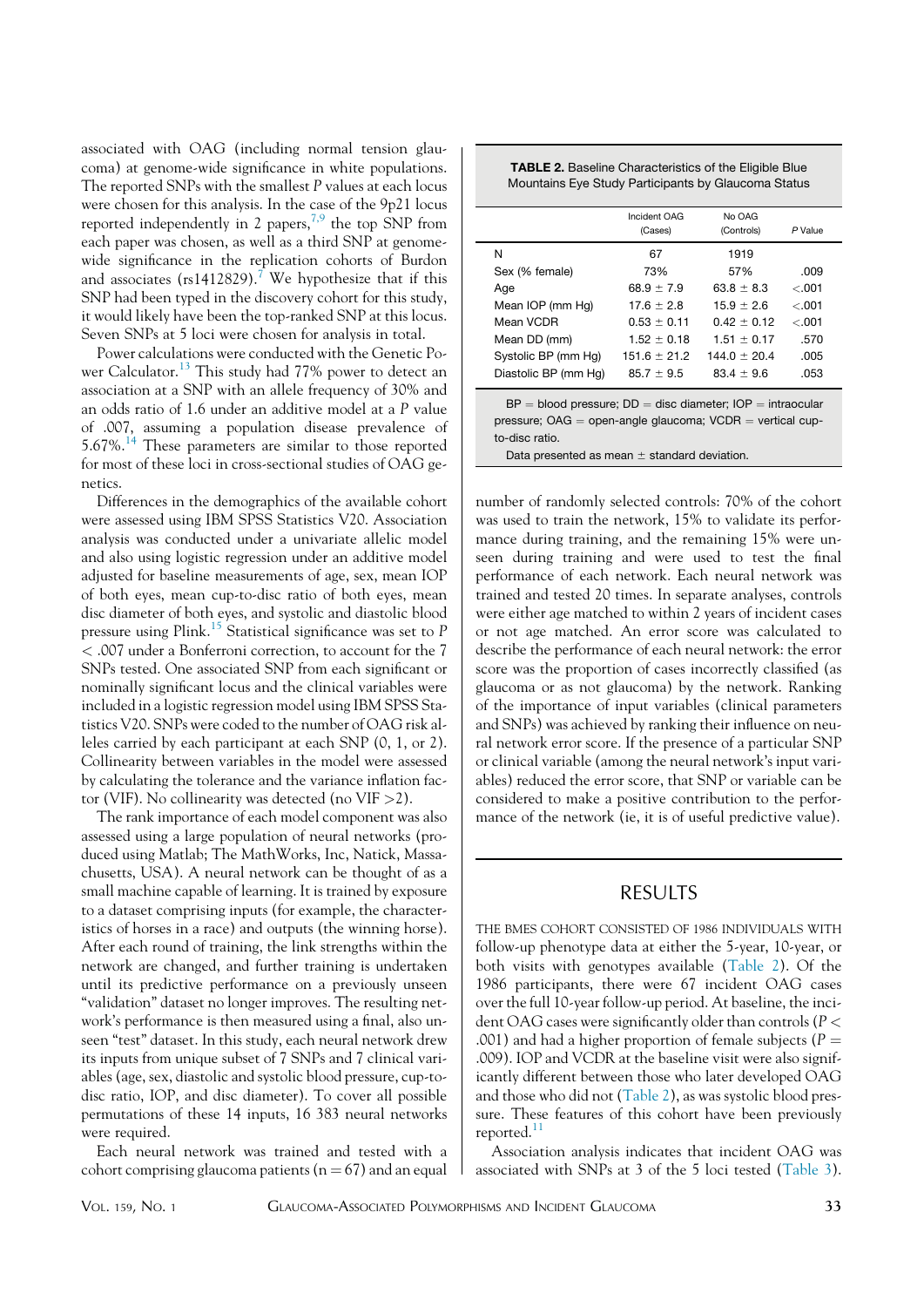associated with OAG (including normal tension glaucoma) at genome-wide significance in white populations. The reported SNPs with the smallest $P$ values at each locus were chosen for this analysis. In the case of the 9p21 locus reported independently in 2 papers,[7,9] the top SNP from each paper was chosen, as well as a third SNP at genome-wide significance in the replication cohorts of Burdon and associates (rs1412829).[7] We hypothesize that if this SNP had been typed in the discovery cohort for this study, it would likely have been the top-ranked SNP at this locus. Seven SNPs at 5 loci were chosen for analysis in total.

Power calculations were conducted with the Genetic Power Calculator.[13] This study had 77% power to detect an association at a SNP with an allele frequency of 30% and an odds ratio of 1.6 under an additive model at a $P$ value of .007, assuming a population disease prevalence of 5.67%.[14] These parameters are similar to those reported for most of these loci in cross-sectional studies of OAG genetics.

Differences in the demographics of the available cohort were assessed using IBM SPSS Statistics V20. Association analysis was conducted under a univariate allelic model and also using logistic regression under an additive model adjusted for baseline measurements of age, sex, mean IOP of both eyes, mean cup-to-disc ratio of both eyes, mean disc diameter of both eyes, and systolic and diastolic blood pressure using Plink.[15] Statistical significance was set to $P < .007$ under a Bonferroni correction, to account for the 7 SNPs tested. One associated SNP from each significant or nominally significant locus and the clinical variables were included in a logistic regression model using IBM SPSS Statistics V20. SNPs were coded to the number of OAG risk alleles carried by each participant at each SNP (0, 1, or 2). Collinearity between variables in the model were assessed by calculating the tolerance and the variance inflation factor (VIF). No collinearity was detected (no VIF >2).

The rank importance of each model component was also assessed using a large population of neural networks (produced using Matlab; The MathWorks, Inc, Natick, Massachusetts, USA). A neural network can be thought of as a small machine capable of learning. It is trained by exposure to a dataset comprising inputs (for example, the characteristics of horses in a race) and outputs (the winning horse). After each round of training, the link strengths within the network are changed, and further training is undertaken until its predictive performance on a previously unseen "validation" dataset no longer improves. The resulting network's performance is then measured using a final, also unseen "test" dataset. In this study, each neural network drew its inputs from unique subset of 7 SNPs and 7 clinical variables (age, sex, diastolic and systolic blood pressure, cup-to-disc ratio, IOP, and disc diameter). To cover all possible permutations of these 14 inputs, 16 383 neural networks were required.

Each neural network was trained and tested with a cohort comprising glaucoma patients (n = 67) and an equal number of randomly selected controls: 70% of the cohort was used to train the network, 15% to validate its performance during training, and the remaining 15% were unseen during training and were used to test the final performance of each network. Each neural network was trained and tested 20 times. In separate analyses, controls were either age matched to within 2 years of incident cases or not age matched. An error score was calculated to describe the performance of each neural network: the error score was the proportion of cases incorrectly classified (as glaucoma or as not glaucoma) by the network. Ranking of the importance of input variables (clinical parameters and SNPs) was achieved by ranking their influence on neural network error score. If the presence of a particular SNP or clinical variable (among the neural network's input variables) reduced the error score, that SNP or variable can be considered to make a positive contribution to the performance of the network (ie, it is of useful predictive value).

**TABLE 2.** Baseline Characteristics of the Eligible Blue Mountains Eye Study Participants by Glaucoma Status

| | Incident OAG (Cases) | No OAG (Controls) | *P* Value |
|---|---|---|---|
| N | 67 | 1919 | |
| Sex (% female) | 73% | 57% | .009 |
| Age | 68.9 ± 7.9 | 63.8 ± 8.3 | <.001 |
| Mean IOP (mm Hg) | 17.6 ± 2.8 | 15.9 ± 2.6 | <.001 |
| Mean VCDR | 0.53 ± 0.11 | 0.42 ± 0.12 | <.001 |
| Mean DD (mm) | 1.52 ± 0.18 | 1.51 ± 0.17 | .570 |
| Systolic BP (mm Hg) | 151.6 ± 21.2 | 144.0 ± 20.4 | .005 |
| Diastolic BP (mm Hg) | 85.7 ± 9.5 | 83.4 ± 9.6 | .053 |

BP = blood pressure; DD = disc diameter; IOP = intraocular pressure; OAG = open-angle glaucoma; VCDR = vertical cup-to-disc ratio.
Data presented as mean ± standard deviation.

## RESULTS

THE BMES COHORT CONSISTED OF 1986 INDIVIDUALS WITH follow-up phenotype data at either the 5-year, 10-year, or both visits with genotypes available (Table 2). Of the 1986 participants, there were 67 incident OAG cases over the full 10-year follow-up period. At baseline, the incident OAG cases were significantly older than controls ($P < .001$) and had a higher proportion of female subjects ($P = .009$). IOP and VCDR at the baseline visit were also significantly different between those who later developed OAG and those who did not (Table 2), as was systolic blood pressure. These features of this cohort have been previously reported.[11]

Association analysis indicates that incident OAG was associated with SNPs at 3 of the 5 loci tested (Table 3).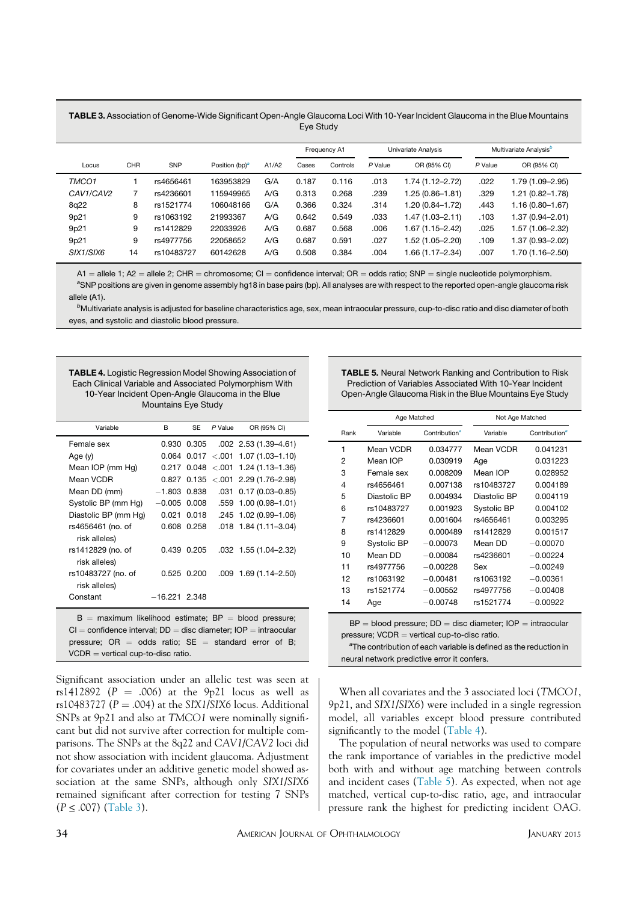**TABLE 3.** Association of Genome-Wide Significant Open-Angle Glaucoma Loci With 10-Year Incident Glaucoma in the Blue Mountains Eye Study

| Locus | CHR | SNP | Position (bp)[a] | A1/A2 | Frequency A1 | | Univariate Analysis | | Multivariate Analysis[b] | |
|---|---|---|---|---|---|---|---|---|---|---|
| | | | | | Cases | Controls | P Value | OR (95% CI) | P Value | OR (95% CI) |
| *TMCO1* | 1 | rs4656461 | 163953829 | G/A | 0.187 | 0.116 | .013 | 1.74 (1.12–2.72) | .022 | 1.79 (1.09–2.95) |
| *CAV1/CAV2* | 7 | rs4236601 | 115949965 | A/G | 0.313 | 0.268 | .239 | 1.25 (0.86–1.81) | .329 | 1.21 (0.82–1.78) |
| 8q22 | 8 | rs1521774 | 106048166 | G/A | 0.366 | 0.324 | .314 | 1.20 (0.84–1.72) | .443 | 1.16 (0.80–1.67) |
| 9p21 | 9 | rs1063192 | 21993367 | A/G | 0.642 | 0.549 | .033 | 1.47 (1.03–2.11) | .103 | 1.37 (0.94–2.01) |
| 9p21 | 9 | rs1412829 | 22033926 | A/G | 0.687 | 0.568 | .006 | 1.67 (1.15–2.42) | .025 | 1.57 (1.06–2.32) |
| 9p21 | 9 | rs4977756 | 22058652 | A/G | 0.687 | 0.591 | .027 | 1.52 (1.05–2.20) | .109 | 1.37 (0.93–2.02) |
| *SIX1/SIX6* | 14 | rs10483727 | 60142628 | A/G | 0.508 | 0.384 | .004 | 1.66 (1.17–2.34) | .007 | 1.70 (1.16–2.50) |

A1 = allele 1; A2 = allele 2; CHR = chromosome; CI = confidence interval; OR = odds ratio; SNP = single nucleotide polymorphism.
[a]SNP positions are given in genome assembly hg18 in base pairs (bp). All analyses are with respect to the reported open-angle glaucoma risk allele (A1).
[b]Multivariate analysis is adjusted for baseline characteristics age, sex, mean intraocular pressure, cup-to-disc ratio and disc diameter of both eyes, and systolic and diastolic blood pressure.

**TABLE 4.** Logistic Regression Model Showing Association of Each Clinical Variable and Associated Polymorphism With 10-Year Incident Open-Angle Glaucoma in the Blue Mountains Eye Study

| Variable | B | SE | P Value | OR (95% CI) |
|---|---|---|---|---|
| Female sex | 0.930 | 0.305 | .002 | 2.53 (1.39–4.61) |
| Age (y) | 0.064 | 0.017 | <.001 | 1.07 (1.03–1.10) |
| Mean IOP (mm Hg) | 0.217 | 0.048 | <.001 | 1.24 (1.13–1.36) |
| Mean VCDR | 0.827 | 0.135 | <.001 | 2.29 (1.76–2.98) |
| Mean DD (mm) | −1.803 | 0.838 | .031 | 0.17 (0.03–0.85) |
| Systolic BP (mm Hg) | −0.005 | 0.008 | .559 | 1.00 (0.98–1.01) |
| Diastolic BP (mm Hg) | 0.021 | 0.018 | .245 | 1.02 (0.99–1.06) |
| rs4656461 (no. of risk alleles) | 0.608 | 0.258 | .018 | 1.84 (1.11–3.04) |
| rs1412829 (no. of risk alleles) | 0.439 | 0.205 | .032 | 1.55 (1.04–2.32) |
| rs10483727 (no. of risk alleles) | 0.525 | 0.200 | .009 | 1.69 (1.14–2.50) |
| Constant | −16.221 | 2.348 | | |

B = maximum likelihood estimate; BP = blood pressure; CI = confidence interval; DD = disc diameter; IOP = intraocular pressure; OR = odds ratio; SE = standard error of B; VCDR = vertical cup-to-disc ratio.

Significant association under an allelic test was seen at rs1412892 ($P$ = .006) at the 9p21 locus as well as rs10483727 ($P$ = .004) at the *SIX1/SIX6* locus. Additional SNPs at 9p21 and also at *TMCO1* were nominally significant but did not survive after correction for multiple comparisons. The SNPs at the 8q22 and *CAV1/CAV2* loci did not show association with incident glaucoma. Adjustment for covariates under an additive genetic model showed association at the same SNPs, although only *SIX1/SIX6* remained significant after correction for testing 7 SNPs ($P \leq .007$) (Table 3).

**TABLE 5.** Neural Network Ranking and Contribution to Risk Prediction of Variables Associated With 10-Year Incident Open-Angle Glaucoma Risk in the Blue Mountains Eye Study

| Rank | Age Matched | | Not Age Matched | |
|---|---|---|---|---|
| | Variable | Contribution[a] | Variable | Contribution[a] |
| 1 | Mean VCDR | 0.034777 | Mean VCDR | 0.041231 |
| 2 | Mean IOP | 0.030919 | Age | 0.031223 |
| 3 | Female sex | 0.008209 | Mean IOP | 0.028952 |
| 4 | rs4656461 | 0.007138 | rs10483727 | 0.004189 |
| 5 | Diastolic BP | 0.004934 | Diastolic BP | 0.004119 |
| 6 | rs10483727 | 0.001923 | Systolic BP | 0.004102 |
| 7 | rs4236601 | 0.001604 | rs4656461 | 0.003295 |
| 8 | rs1412829 | 0.000489 | rs1412829 | 0.001517 |
| 9 | Systolic BP | −0.00073 | Mean DD | −0.00070 |
| 10 | Mean DD | −0.00084 | rs4236601 | −0.00224 |
| 11 | rs4977756 | −0.00228 | Sex | −0.00249 |
| 12 | rs1063192 | −0.00481 | rs1063192 | −0.00361 |
| 13 | rs1521774 | −0.00552 | rs4977756 | −0.00408 |
| 14 | Age | −0.00748 | rs1521774 | −0.00922 |

BP = blood pressure; DD = disc diameter; IOP = intraocular pressure; VCDR = vertical cup-to-disc ratio.
[a]The contribution of each variable is defined as the reduction in neural network predictive error it confers.

When all covariates and the 3 associated loci (*TMCO1*, 9p21, and *SIX1/SIX6*) were included in a single regression model, all variables except blood pressure contributed significantly to the model (Table 4).

The population of neural networks was used to compare the rank importance of variables in the predictive model both with and without age matching between controls and incident cases (Table 5). As expected, when not age matched, vertical cup-to-disc ratio, age, and intraocular pressure rank the highest for predicting incident OAG.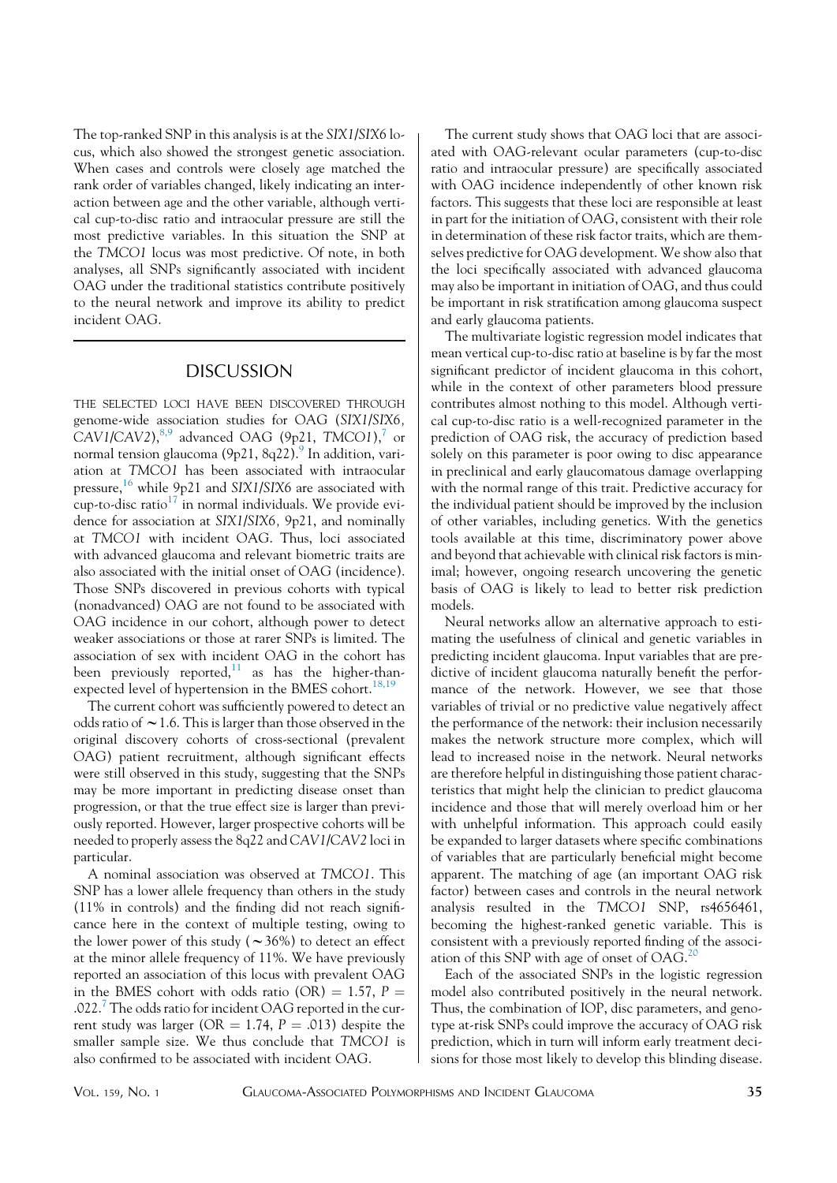The top-ranked SNP in this analysis is at the *SIX1/SIX6* locus, which also showed the strongest genetic association. When cases and controls were closely age matched the rank order of variables changed, likely indicating an interaction between age and the other variable, although vertical cup-to-disc ratio and intraocular pressure are still the most predictive variables. In this situation the SNP at the *TMCO1* locus was most predictive. Of note, in both analyses, all SNPs significantly associated with incident OAG under the traditional statistics contribute positively to the neural network and improve its ability to predict incident OAG.

## DISCUSSION

THE SELECTED LOCI HAVE BEEN DISCOVERED THROUGH genome-wide association studies for OAG (*SIX1/SIX6, CAV1/CAV2*),[8,9] advanced OAG (9p21, *TMCO1*),[7] or normal tension glaucoma (9p21, 8q22).[9] In addition, variation at *TMCO1* has been associated with intraocular pressure,[16] while 9p21 and *SIX1/SIX6* are associated with cup-to-disc ratio[17] in normal individuals. We provide evidence for association at *SIX1/SIX6,* 9p21, and nominally at *TMCO1* with incident OAG. Thus, loci associated with advanced glaucoma and relevant biometric traits are also associated with the initial onset of OAG (incidence). Those SNPs discovered in previous cohorts with typical (nonadvanced) OAG are not found to be associated with OAG incidence in our cohort, although power to detect weaker associations or those at rarer SNPs is limited. The association of sex with incident OAG in the cohort has been previously reported,[11] as has the higher-than-expected level of hypertension in the BMES cohort.[18,19]

The current cohort was sufficiently powered to detect an odds ratio of $\sim$1.6. This is larger than those observed in the original discovery cohorts of cross-sectional (prevalent OAG) patient recruitment, although significant effects were still observed in this study, suggesting that the SNPs may be more important in predicting disease onset than progression, or that the true effect size is larger than previously reported. However, larger prospective cohorts will be needed to properly assess the 8q22 and *CAV1/CAV2* loci in particular.

A nominal association was observed at *TMCO1*. This SNP has a lower allele frequency than others in the study (11% in controls) and the finding did not reach significance here in the context of multiple testing, owing to the lower power of this study ($\sim$36%) to detect an effect at the minor allele frequency of 11%. We have previously reported an association of this locus with prevalent OAG in the BMES cohort with odds ratio (OR) $= 1.57$, $P = .022$.[7] The odds ratio for incident OAG reported in the current study was larger (OR $= 1.74$, $P = .013$) despite the smaller sample size. We thus conclude that *TMCO1* is also confirmed to be associated with incident OAG.

The current study shows that OAG loci that are associated with OAG-relevant ocular parameters (cup-to-disc ratio and intraocular pressure) are specifically associated with OAG incidence independently of other known risk factors. This suggests that these loci are responsible at least in part for the initiation of OAG, consistent with their role in determination of these risk factor traits, which are themselves predictive for OAG development. We show also that the loci specifically associated with advanced glaucoma may also be important in initiation of OAG, and thus could be important in risk stratification among glaucoma suspect and early glaucoma patients.

The multivariate logistic regression model indicates that mean vertical cup-to-disc ratio at baseline is by far the most significant predictor of incident glaucoma in this cohort, while in the context of other parameters blood pressure contributes almost nothing to this model. Although vertical cup-to-disc ratio is a well-recognized parameter in the prediction of OAG risk, the accuracy of prediction based solely on this parameter is poor owing to disc appearance in preclinical and early glaucomatous damage overlapping with the normal range of this trait. Predictive accuracy for the individual patient should be improved by the inclusion of other variables, including genetics. With the genetics tools available at this time, discriminatory power above and beyond that achievable with clinical risk factors is minimal; however, ongoing research uncovering the genetic basis of OAG is likely to lead to better risk prediction models.

Neural networks allow an alternative approach to estimating the usefulness of clinical and genetic variables in predicting incident glaucoma. Input variables that are predictive of incident glaucoma naturally benefit the performance of the network. However, we see that those variables of trivial or no predictive value negatively affect the performance of the network: their inclusion necessarily makes the network structure more complex, which will lead to increased noise in the network. Neural networks are therefore helpful in distinguishing those patient characteristics that might help the clinician to predict glaucoma incidence and those that will merely overload him or her with unhelpful information. This approach could easily be expanded to larger datasets where specific combinations of variables that are particularly beneficial might become apparent. The matching of age (an important OAG risk factor) between cases and controls in the neural network analysis resulted in the *TMCO1* SNP, rs4656461, becoming the highest-ranked genetic variable. This is consistent with a previously reported finding of the association of this SNP with age of onset of OAG.[20]

Each of the associated SNPs in the logistic regression model also contributed positively in the neural network. Thus, the combination of IOP, disc parameters, and genotype at-risk SNPs could improve the accuracy of OAG risk prediction, which in turn will inform early treatment decisions for those most likely to develop this blinding disease.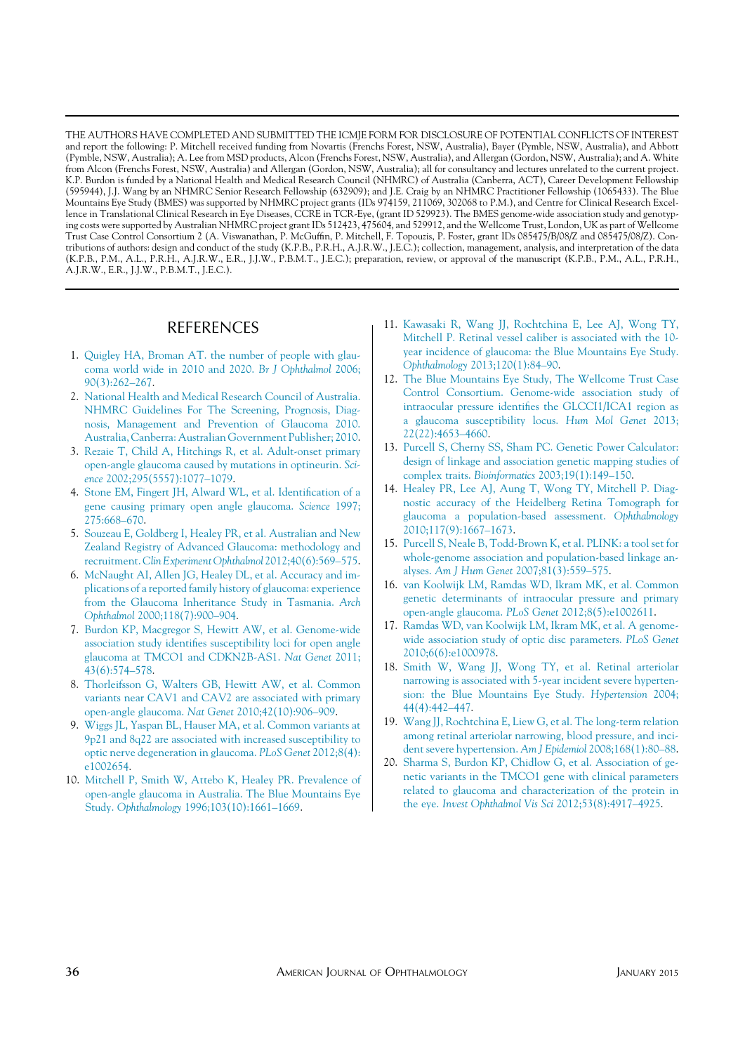THE AUTHORS HAVE COMPLETED AND SUBMITTED THE ICMJE FORM FOR DISCLOSURE OF POTENTIAL CONFLICTS OF INTEREST and report the following: P. Mitchell received funding from Novartis (Frenchs Forest, NSW, Australia), Bayer (Pymble, NSW, Australia), and Abbott (Pymble, NSW, Australia); A. Lee from MSD products, Alcon (Frenchs Forest, NSW, Australia), and Allergan (Gordon, NSW, Australia); and A. White from Alcon (Frenchs Forest, NSW, Australia) and Allergan (Gordon, NSW, Australia); all for consultancy and lectures unrelated to the current project. K.P. Burdon is funded by a National Health and Medical Research Council (NHMRC) of Australia (Canberra, ACT), Career Development Fellowship (595944), J.J. Wang by an NHMRC Senior Research Fellowship (632909); and J.E. Craig by an NHMRC Practitioner Fellowship (1065433). The Blue Mountains Eye Study (BMES) was supported by NHMRC project grants (IDs 974159, 211069, 302068 to P.M.), and Centre for Clinical Research Excellence in Translational Clinical Research in Eye Diseases, CCRE in TCR-Eye, (grant ID 529923). The BMES genome-wide association study and genotyping costs were supported by Australian NHMRC project grant IDs 512423, 475604, and 529912, and the Wellcome Trust, London, UK as part of Wellcome Trust Case Control Consortium 2 (A. Viswanathan, P. McGuffin, P. Mitchell, F. Topouzis, P. Foster, grant IDs 085475/B/08/Z and 085475/08/Z). Contributions of authors: design and conduct of the study (K.P.B., P.R.H., A.J.R.W., J.E.C.); collection, management, analysis, and interpretation of the data (K.P.B., P.M., A.L., P.R.H., A.J.R.W., E.R., J.J.W., P.B.M.T., J.E.C.); preparation, review, or approval of the manuscript (K.P.B., P.M., A.L., P.R.H., A.J.R.W., E.R., J.J.W., P.B.M.T., J.E.C.).

## REFERENCES

1. Quigley HA, Broman AT. the number of people with glaucoma world wide in 2010 and 2020. *Br J Ophthalmol* 2006; 90(3):262–267.
2. National Health and Medical Research Council of Australia. NHMRC Guidelines For The Screening, Prognosis, Diagnosis, Management and Prevention of Glaucoma 2010. Australia, Canberra: Australian Government Publisher; 2010.
3. Rezaie T, Child A, Hitchings R, et al. Adult-onset primary open-angle glaucoma caused by mutations in optineurin. *Science* 2002;295(5557):1077–1079.
4. Stone EM, Fingert JH, Alward WL, et al. Identification of a gene causing primary open angle glaucoma. *Science* 1997; 275:668–670.
5. Souzeau E, Goldberg I, Healey PR, et al. Australian and New Zealand Registry of Advanced Glaucoma: methodology and recruitment. *Clin Experiment Ophthalmol* 2012;40(6):569–575.
6. McNaught AI, Allen JG, Healey DL, et al. Accuracy and implications of a reported family history of glaucoma: experience from the Glaucoma Inheritance Study in Tasmania. *Arch Ophthalmol* 2000;118(7):900–904.
7. Burdon KP, Macgregor S, Hewitt AW, et al. Genome-wide association study identifies susceptibility loci for open angle glaucoma at TMCO1 and CDKN2B-AS1. *Nat Genet* 2011; 43(6):574–578.
8. Thorleifsson G, Walters GB, Hewitt AW, et al. Common variants near CAV1 and CAV2 are associated with primary open-angle glaucoma. *Nat Genet* 2010;42(10):906–909.
9. Wiggs JL, Yaspan BL, Hauser MA, et al. Common variants at 9p21 and 8q22 are associated with increased susceptibility to optic nerve degeneration in glaucoma. *PLoS Genet* 2012;8(4): e1002654.
10. Mitchell P, Smith W, Attebo K, Healey PR. Prevalence of open-angle glaucoma in Australia. The Blue Mountains Eye Study. *Ophthalmology* 1996;103(10):1661–1669.
11. Kawasaki R, Wang JJ, Rochtchina E, Lee AJ, Wong TY, Mitchell P. Retinal vessel caliber is associated with the 10-year incidence of glaucoma: the Blue Mountains Eye Study. *Ophthalmology* 2013;120(1):84–90.
12. The Blue Mountains Eye Study, The Wellcome Trust Case Control Consortium. Genome-wide association study of intraocular pressure identifies the GLCCI1/ICA1 region as a glaucoma susceptibility locus. *Hum Mol Genet* 2013; 22(22):4653–4660.
13. Purcell S, Cherny SS, Sham PC. Genetic Power Calculator: design of linkage and association genetic mapping studies of complex traits. *Bioinformatics* 2003;19(1):149–150.
14. Healey PR, Lee AJ, Aung T, Wong TY, Mitchell P. Diagnostic accuracy of the Heidelberg Retina Tomograph for glaucoma a population-based assessment. *Ophthalmology* 2010;117(9):1667–1673.
15. Purcell S, Neale B, Todd-Brown K, et al. PLINK: a tool set for whole-genome association and population-based linkage analyses. *Am J Hum Genet* 2007;81(3):559–575.
16. van Koolwijk LM, Ramdas WD, Ikram MK, et al. Common genetic determinants of intraocular pressure and primary open-angle glaucoma. *PLoS Genet* 2012;8(5):e1002611.
17. Ramdas WD, van Koolwijk LM, Ikram MK, et al. A genome-wide association study of optic disc parameters. *PLoS Genet* 2010;6(6):e1000978.
18. Smith W, Wang JJ, Wong TY, et al. Retinal arteriolar narrowing is associated with 5-year incident severe hypertension: the Blue Mountains Eye Study. *Hypertension* 2004; 44(4):442–447.
19. Wang JJ, Rochtchina E, Liew G, et al. The long-term relation among retinal arteriolar narrowing, blood pressure, and incident severe hypertension. *Am J Epidemiol* 2008;168(1):80–88.
20. Sharma S, Burdon KP, Chidlow G, et al. Association of genetic variants in the TMCO1 gene with clinical parameters related to glaucoma and characterization of the protein in the eye. *Invest Ophthalmol Vis Sci* 2012;53(8):4917–4925.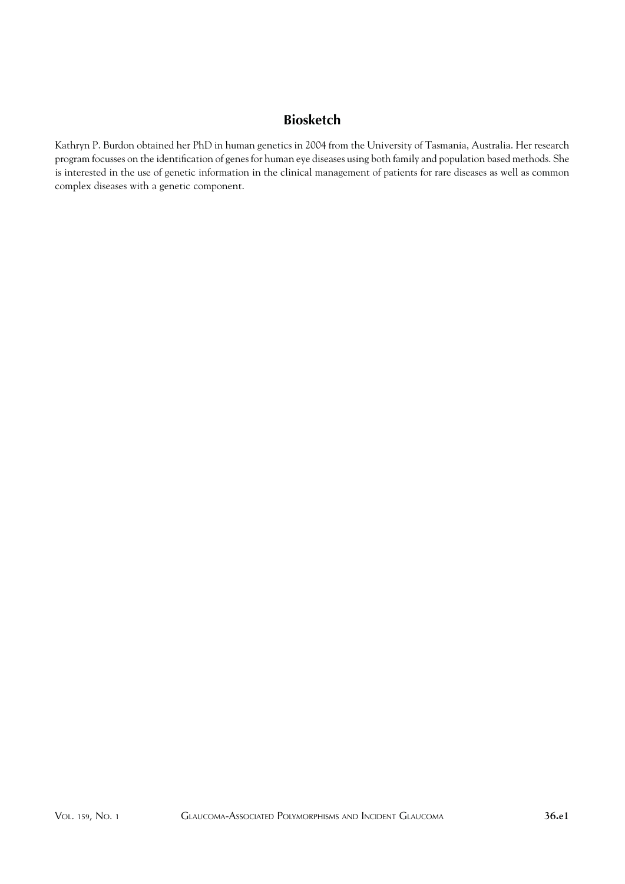## Biosketch

Kathryn P. Burdon obtained her PhD in human genetics in 2004 from the University of Tasmania, Australia. Her research program focusses on the identification of genes for human eye diseases using both family and population based methods. She is interested in the use of genetic information in the clinical management of patients for rare diseases as well as common complex diseases with a genetic component.